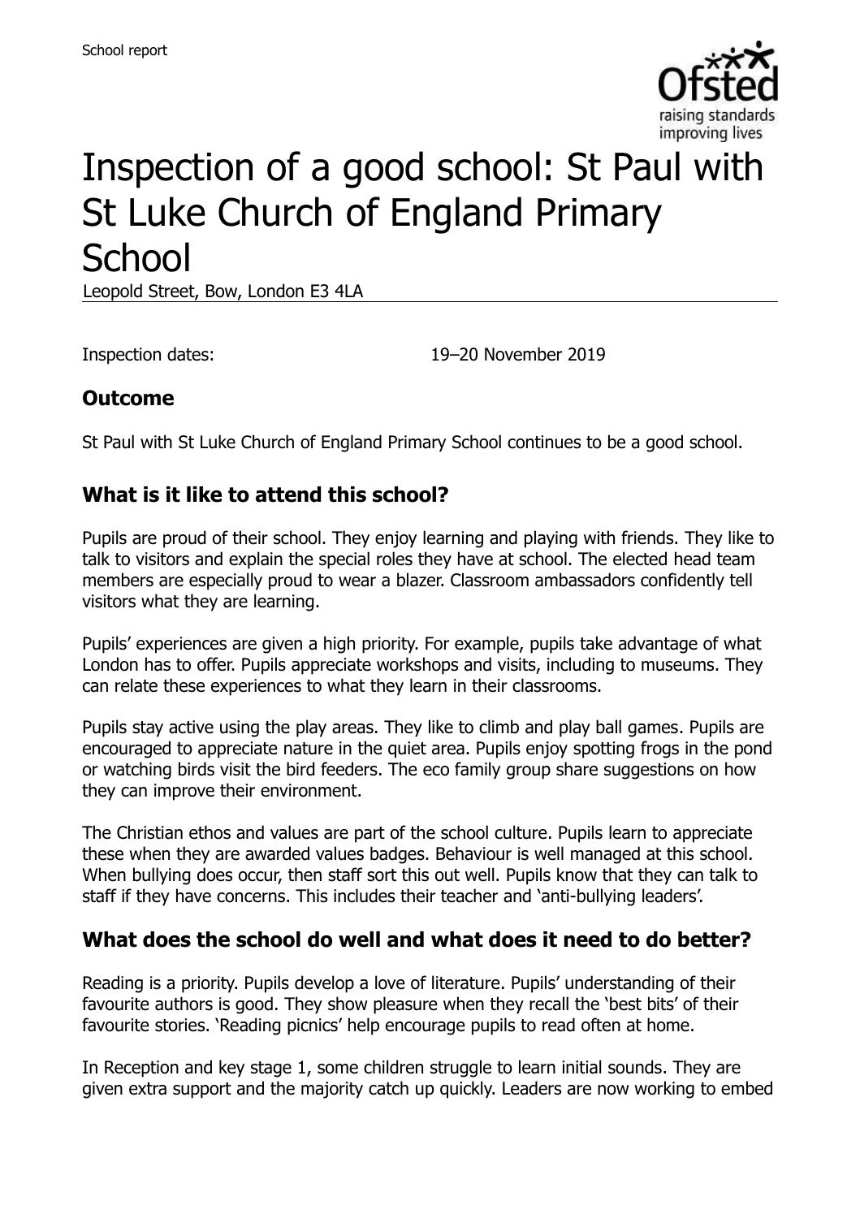School report

# Inspection of a good school: St Paul with St Luke Church of England Primary School

Leopold Street, Bow, London E3 4LA

Inspection dates: 19–20 November 2019

## Outcome

St Paul with St Luke Church of England Primary School continues to be a good school.

## What is it like to attend this school?

Pupils are proud of their school. They enjoy learning and playing with friends. They like to talk to visitors and explain the special roles they have at school. The elected head team members are especially proud to wear a blazer. Classroom ambassadors confidently tell visitors what they are learning.

Pupils' experiences are given a high priority. For example, pupils take advantage of what London has to offer. Pupils appreciate workshops and visits, including to museums. They can relate these experiences to what they learn in their classrooms.

Pupils stay active using the play areas. They like to climb and play ball games. Pupils are encouraged to appreciate nature in the quiet area. Pupils enjoy spotting frogs in the pond or watching birds visit the bird feeders. The eco family group share suggestions on how they can improve their environment.

The Christian ethos and values are part of the school culture. Pupils learn to appreciate these when they are awarded values badges. Behaviour is well managed at this school. When bullying does occur, then staff sort this out well. Pupils know that they can talk to staff if they have concerns. This includes their teacher and 'anti-bullying leaders'.

## What does the school do well and what does it need to do better?

Reading is a priority. Pupils develop a love of literature. Pupils' understanding of their favourite authors is good. They show pleasure when they recall the 'best bits' of their favourite stories. 'Reading picnics' help encourage pupils to read often at home.

In Reception and key stage 1, some children struggle to learn initial sounds. They are given extra support and the majority catch up quickly. Leaders are now working to embed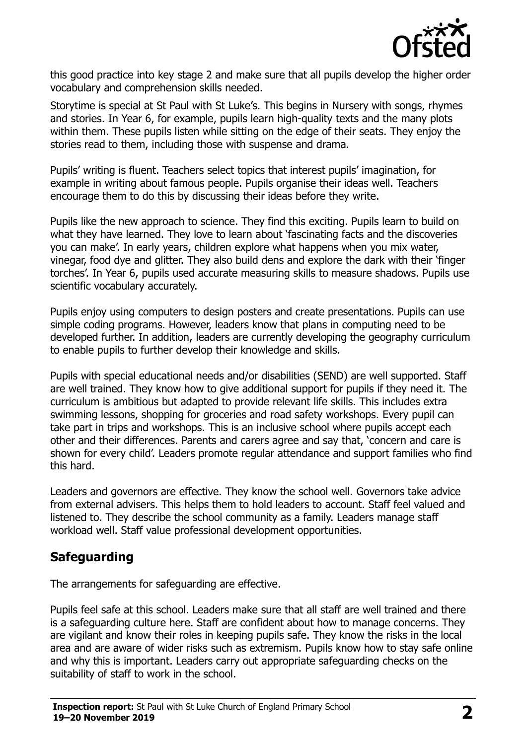this good practice into key stage 2 and make sure that all pupils develop the higher order vocabulary and comprehension skills needed.

Storytime is special at St Paul with St Luke's. This begins in Nursery with songs, rhymes and stories. In Year 6, for example, pupils learn high-quality texts and the many plots within them. These pupils listen while sitting on the edge of their seats. They enjoy the stories read to them, including those with suspense and drama.

Pupils' writing is fluent. Teachers select topics that interest pupils' imagination, for example in writing about famous people. Pupils organise their ideas well. Teachers encourage them to do this by discussing their ideas before they write.

Pupils like the new approach to science. They find this exciting. Pupils learn to build on what they have learned. They love to learn about 'fascinating facts and the discoveries you can make'. In early years, children explore what happens when you mix water, vinegar, food dye and glitter. They also build dens and explore the dark with their 'finger torches'. In Year 6, pupils used accurate measuring skills to measure shadows. Pupils use scientific vocabulary accurately.

Pupils enjoy using computers to design posters and create presentations. Pupils can use simple coding programs. However, leaders know that plans in computing need to be developed further. In addition, leaders are currently developing the geography curriculum to enable pupils to further develop their knowledge and skills.

Pupils with special educational needs and/or disabilities (SEND) are well supported. Staff are well trained. They know how to give additional support for pupils if they need it. The curriculum is ambitious but adapted to provide relevant life skills. This includes extra swimming lessons, shopping for groceries and road safety workshops. Every pupil can take part in trips and workshops. This is an inclusive school where pupils accept each other and their differences. Parents and carers agree and say that, 'concern and care is shown for every child'. Leaders promote regular attendance and support families who find this hard.

Leaders and governors are effective. They know the school well. Governors take advice from external advisers. This helps them to hold leaders to account. Staff feel valued and listened to. They describe the school community as a family. Leaders manage staff workload well. Staff value professional development opportunities.

## Safeguarding

The arrangements for safeguarding are effective.

Pupils feel safe at this school. Leaders make sure that all staff are well trained and there is a safeguarding culture here. Staff are confident about how to manage concerns. They are vigilant and know their roles in keeping pupils safe. They know the risks in the local area and are aware of wider risks such as extremism. Pupils know how to stay safe online and why this is important. Leaders carry out appropriate safeguarding checks on the suitability of staff to work in the school.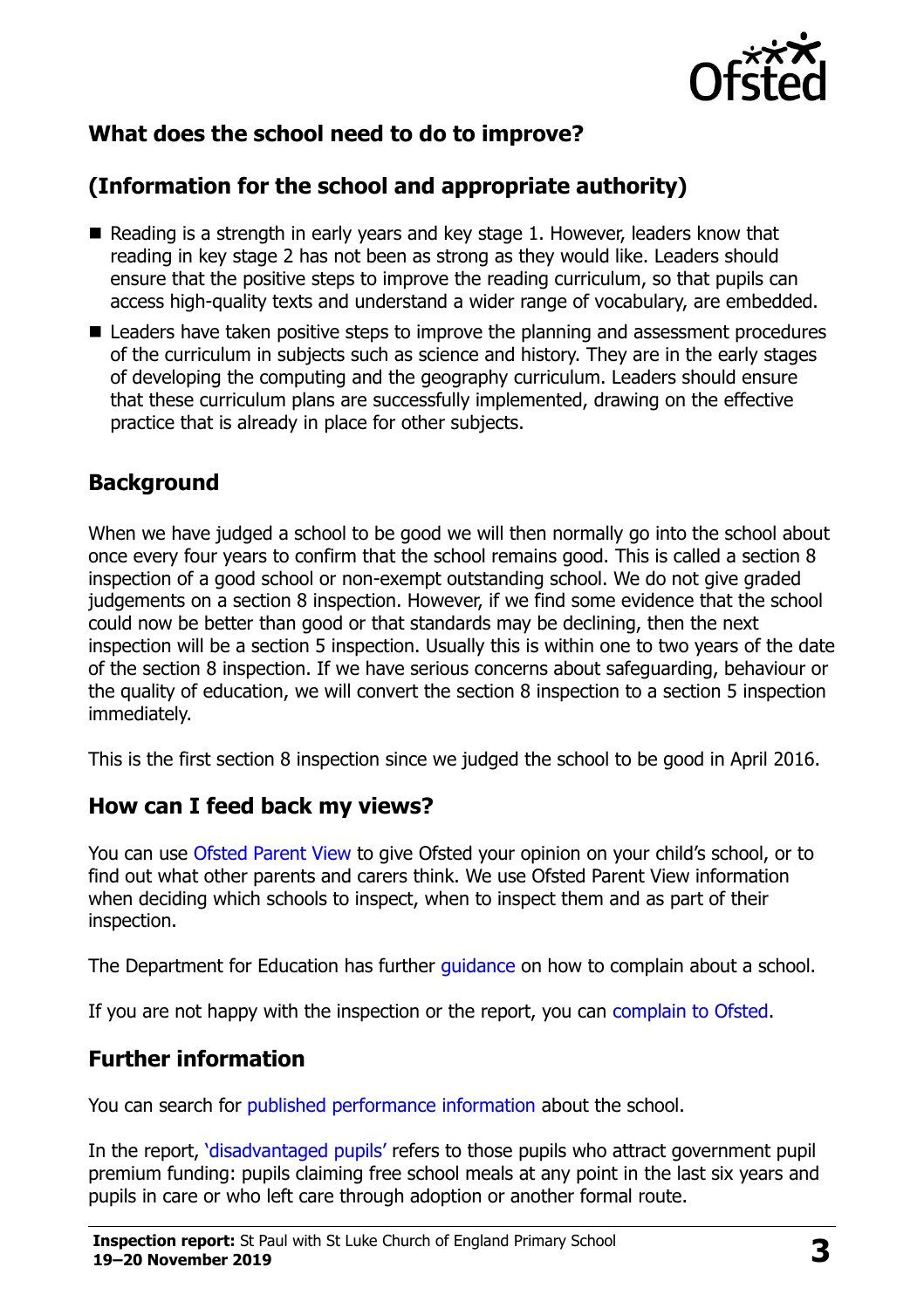## What does the school need to do to improve?

## (Information for the school and appropriate authority)

- Reading is a strength in early years and key stage 1. However, leaders know that reading in key stage 2 has not been as strong as they would like. Leaders should ensure that the positive steps to improve the reading curriculum, so that pupils can access high-quality texts and understand a wider range of vocabulary, are embedded.
- Leaders have taken positive steps to improve the planning and assessment procedures of the curriculum in subjects such as science and history. They are in the early stages of developing the computing and the geography curriculum. Leaders should ensure that these curriculum plans are successfully implemented, drawing on the effective practice that is already in place for other subjects.

## Background

When we have judged a school to be good we will then normally go into the school about once every four years to confirm that the school remains good. This is called a section 8 inspection of a good school or non-exempt outstanding school. We do not give graded judgements on a section 8 inspection. However, if we find some evidence that the school could now be better than good or that standards may be declining, then the next inspection will be a section 5 inspection. Usually this is within one to two years of the date of the section 8 inspection. If we have serious concerns about safeguarding, behaviour or the quality of education, we will convert the section 8 inspection to a section 5 inspection immediately.

This is the first section 8 inspection since we judged the school to be good in April 2016.

## How can I feed back my views?

You can use Ofsted Parent View to give Ofsted your opinion on your child's school, or to find out what other parents and carers think. We use Ofsted Parent View information when deciding which schools to inspect, when to inspect them and as part of their inspection.

The Department for Education has further guidance on how to complain about a school.

If you are not happy with the inspection or the report, you can complain to Ofsted.

## Further information

You can search for published performance information about the school.

In the report, 'disadvantaged pupils' refers to those pupils who attract government pupil premium funding: pupils claiming free school meals at any point in the last six years and pupils in care or who left care through adoption or another formal route.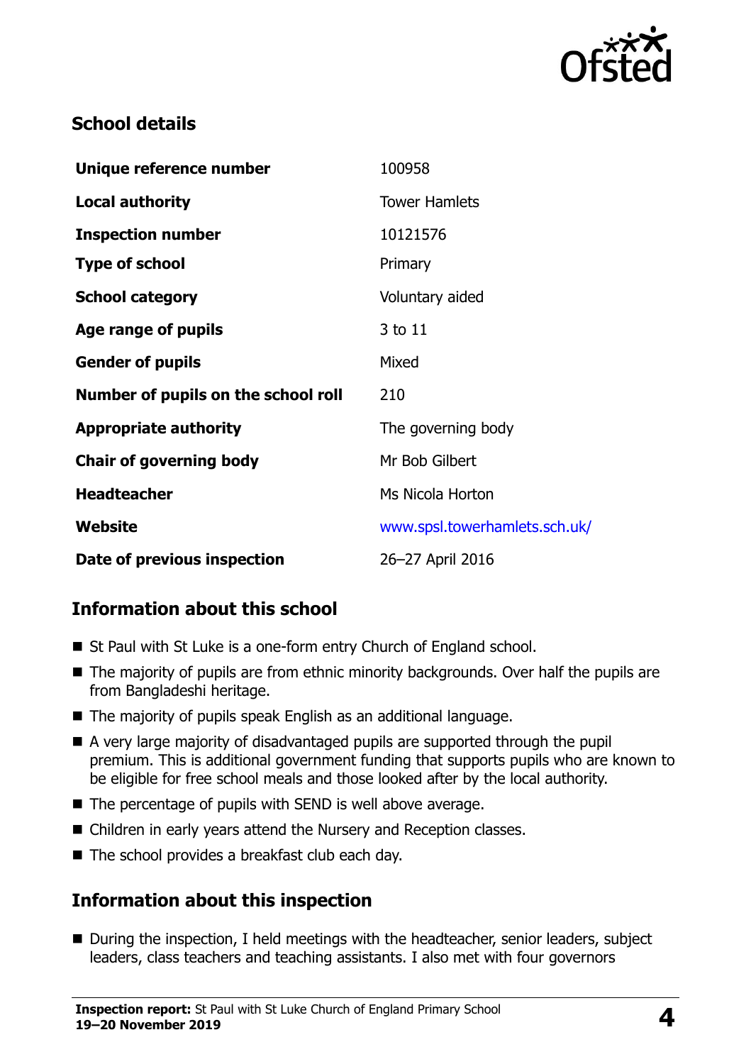## School details

| | |
|---|---|
| **Unique reference number** | 100958 |
| **Local authority** | Tower Hamlets |
| **Inspection number** | 10121576 |
| **Type of school** | Primary |
| **School category** | Voluntary aided |
| **Age range of pupils** | 3 to 11 |
| **Gender of pupils** | Mixed |
| **Number of pupils on the school roll** | 210 |
| **Appropriate authority** | The governing body |
| **Chair of governing body** | Mr Bob Gilbert |
| **Headteacher** | Ms Nicola Horton |
| **Website** | www.spsl.towerhamlets.sch.uk/ |
| **Date of previous inspection** | 26–27 April 2016 |

## Information about this school

- St Paul with St Luke is a one-form entry Church of England school.
- The majority of pupils are from ethnic minority backgrounds. Over half the pupils are from Bangladeshi heritage.
- The majority of pupils speak English as an additional language.
- A very large majority of disadvantaged pupils are supported through the pupil premium. This is additional government funding that supports pupils who are known to be eligible for free school meals and those looked after by the local authority.
- The percentage of pupils with SEND is well above average.
- Children in early years attend the Nursery and Reception classes.
- The school provides a breakfast club each day.

## Information about this inspection

- During the inspection, I held meetings with the headteacher, senior leaders, subject leaders, class teachers and teaching assistants. I also met with four governors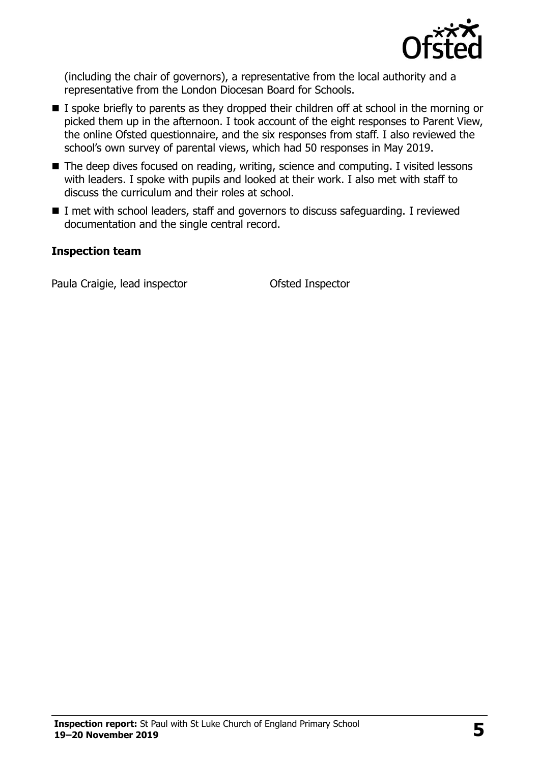(including the chair of governors), a representative from the local authority and a representative from the London Diocesan Board for Schools.

- I spoke briefly to parents as they dropped their children off at school in the morning or picked them up in the afternoon. I took account of the eight responses to Parent View, the online Ofsted questionnaire, and the six responses from staff. I also reviewed the school's own survey of parental views, which had 50 responses in May 2019.
- The deep dives focused on reading, writing, science and computing. I visited lessons with leaders. I spoke with pupils and looked at their work. I also met with staff to discuss the curriculum and their roles at school.
- I met with school leaders, staff and governors to discuss safeguarding. I reviewed documentation and the single central record.

**Inspection team**

| | |
|---|---|
| Paula Craigie, lead inspector | Ofsted Inspector |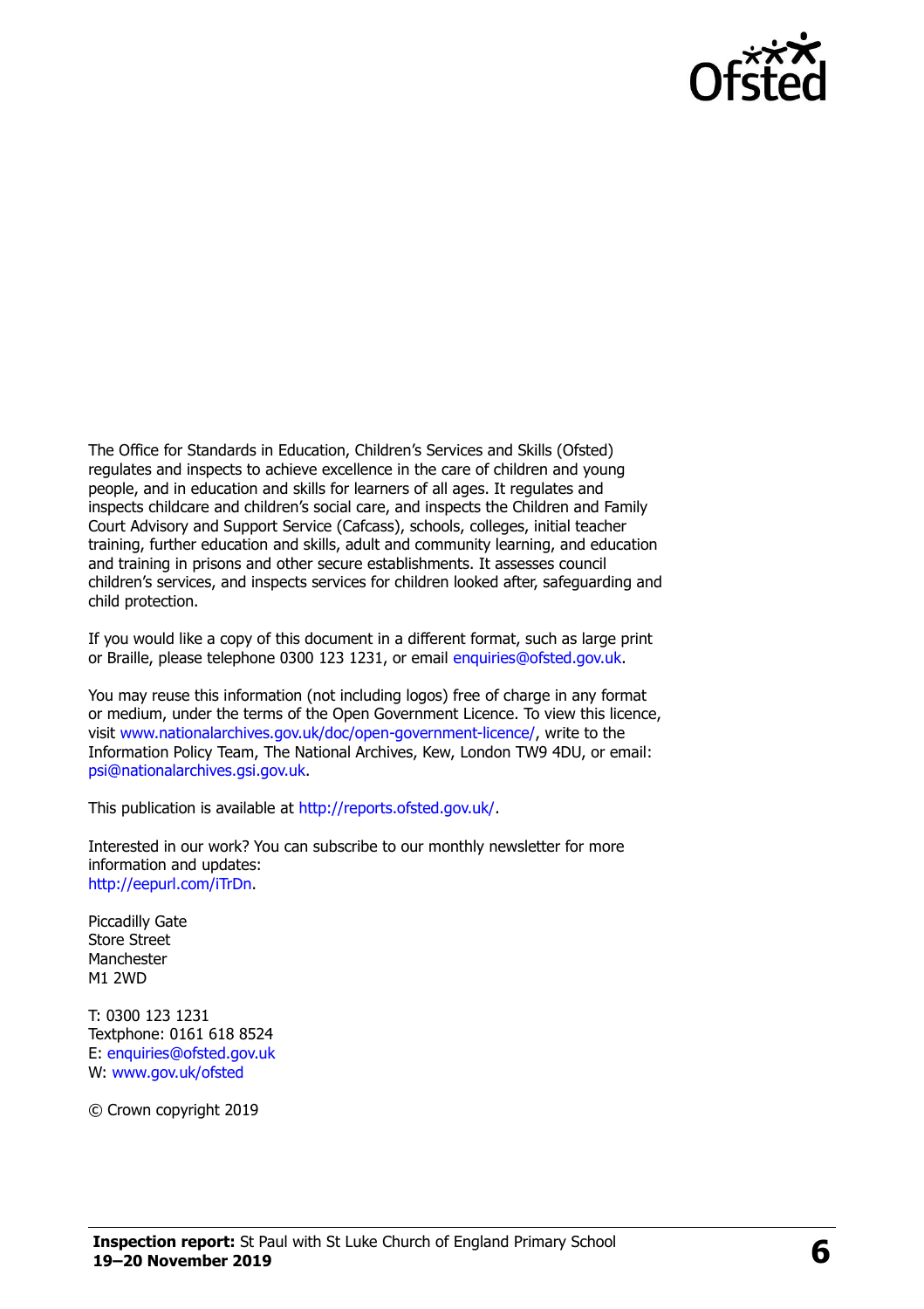The Office for Standards in Education, Children's Services and Skills (Ofsted) regulates and inspects to achieve excellence in the care of children and young people, and in education and skills for learners of all ages. It regulates and inspects childcare and children's social care, and inspects the Children and Family Court Advisory and Support Service (Cafcass), schools, colleges, initial teacher training, further education and skills, adult and community learning, and education and training in prisons and other secure establishments. It assesses council children's services, and inspects services for children looked after, safeguarding and child protection.

If you would like a copy of this document in a different format, such as large print or Braille, please telephone 0300 123 1231, or email enquiries@ofsted.gov.uk.

You may reuse this information (not including logos) free of charge in any format or medium, under the terms of the Open Government Licence. To view this licence, visit www.nationalarchives.gov.uk/doc/open-government-licence/, write to the Information Policy Team, The National Archives, Kew, London TW9 4DU, or email: psi@nationalarchives.gsi.gov.uk.

This publication is available at http://reports.ofsted.gov.uk/.

Interested in our work? You can subscribe to our monthly newsletter for more information and updates:
http://eepurl.com/iTrDn.

Piccadilly Gate
Store Street
Manchester
M1 2WD

T: 0300 123 1231
Textphone: 0161 618 8524
E: enquiries@ofsted.gov.uk
W: www.gov.uk/ofsted

© Crown copyright 2019